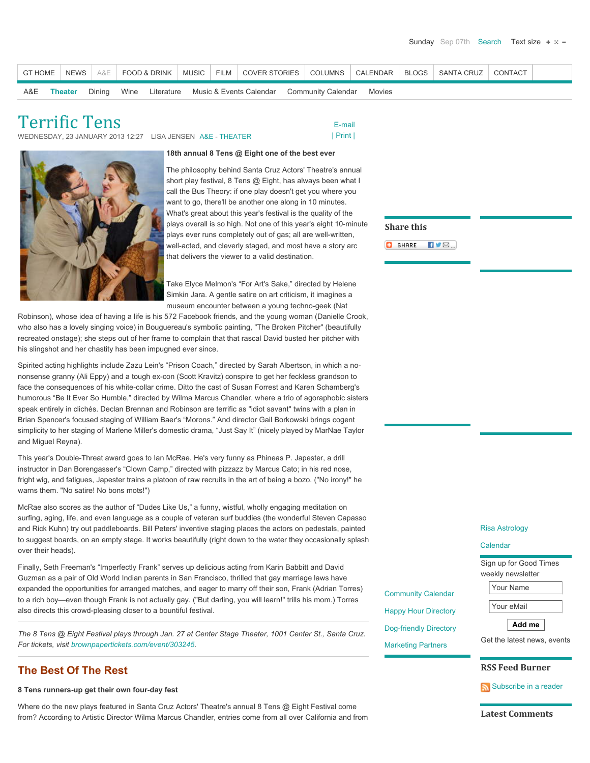# Terrific Tens

WEDNESDAY, 23 JANUARY 2013 12:27 LISA JENSEN A&E - THEATER

**18th annual 8 Tens @ Eight one of the best ever**

The philosophy behind Santa Cruz Actors' Theatre's annual short play festival, 8 Tens @ Eight, has always been what I call the Bus Theory: if one play doesn't get you where you want to go, there'll be another one along in 10 minutes. What's great about this year's festival is the quality of the plays overall is so high. Not one of this year's eight 10-minute plays ever runs completely out of gas; all are well-written, well-acted, and cleverly staged, and most have a story arc that delivers the viewer to a valid destination.

Take Elyce Melmon's "For Art's Sake," directed by Helene Simkin Jara. A gentle satire on art criticism, it imagines a museum encounter between a young techno-geek (Nat Robinson), whose idea of having a life is his 572 Facebook friends, and the young woman (Danielle Crook, who also has a lovely singing voice) in Bouguereau's symbolic painting, "The Broken Pitcher" (beautifully recreated onstage); she steps out of her frame to complain that that rascal David busted her pitcher with his slingshot and her chastity has been impugned ever since.

Spirited acting highlights include Zazu Lein's "Prison Coach," directed by Sarah Albertson, in which a no-nonsense granny (Ali Eppy) and a tough ex-con (Scott Kravitz) conspire to get her feckless grandson to face the consequences of his white-collar crime. Ditto the cast of Susan Forrest and Karen Schamberg's humorous "Be It Ever So Humble," directed by Wilma Marcus Chandler, where a trio of agoraphobic sisters speak entirely in clichés. Declan Brennan and Robinson are terrific as "idiot savant" twins with a plan in Brian Spencer's focused staging of William Baer's "Morons." And director Gail Borkowski brings cogent simplicity to her staging of Marlene Miller's domestic drama, "Just Say It" (nicely played by MarNae Taylor and Miguel Reyna).

This year's Double-Threat award goes to Ian McRae. He's very funny as Phineas P. Japester, a drill instructor in Dan Borengasser's "Clown Camp," directed with pizzazz by Marcus Cato; in his red nose, fright wig, and fatigues, Japester trains a platoon of raw recruits in the art of being a bozo. ("No irony!" he warns them. "No satire! No bons mots!")

McRae also scores as the author of "Dudes Like Us," a funny, wistful, wholly engaging meditation on surfing, aging, life, and even language as a couple of veteran surf buddies (the wonderful Steven Capasso and Rick Kuhn) try out paddleboards. Bill Peters' inventive staging places the actors on pedestals, painted to suggest boards, on an empty stage. It works beautifully (right down to the water they occasionally splash over their heads).

Finally, Seth Freeman's "Imperfectly Frank" serves up delicious acting from Karin Babbitt and David Guzman as a pair of Old World Indian parents in San Francisco, thrilled that gay marriage laws have expanded the opportunities for arranged matches, and eager to marry off their son, Frank (Adrian Torres) to a rich boy—even though Frank is not actually gay. ("But darling, you will learn!" trills his mom.) Torres also directs this crowd-pleasing closer to a bountiful festival.

---

*The 8 Tens @ Eight Festival plays through Jan. 27 at Center Stage Theater, 1001 Center St., Santa Cruz. For tickets, visit brownpapertickets.com/event/303245.*

---

## The Best Of The Rest

**8 Tens runners-up get their own four-day fest**

Where do the new plays featured in Santa Cruz Actors' Theatre's annual 8 Tens @ Eight Festival come from? According to Artistic Director Wilma Marcus Chandler, entries come from all over California and from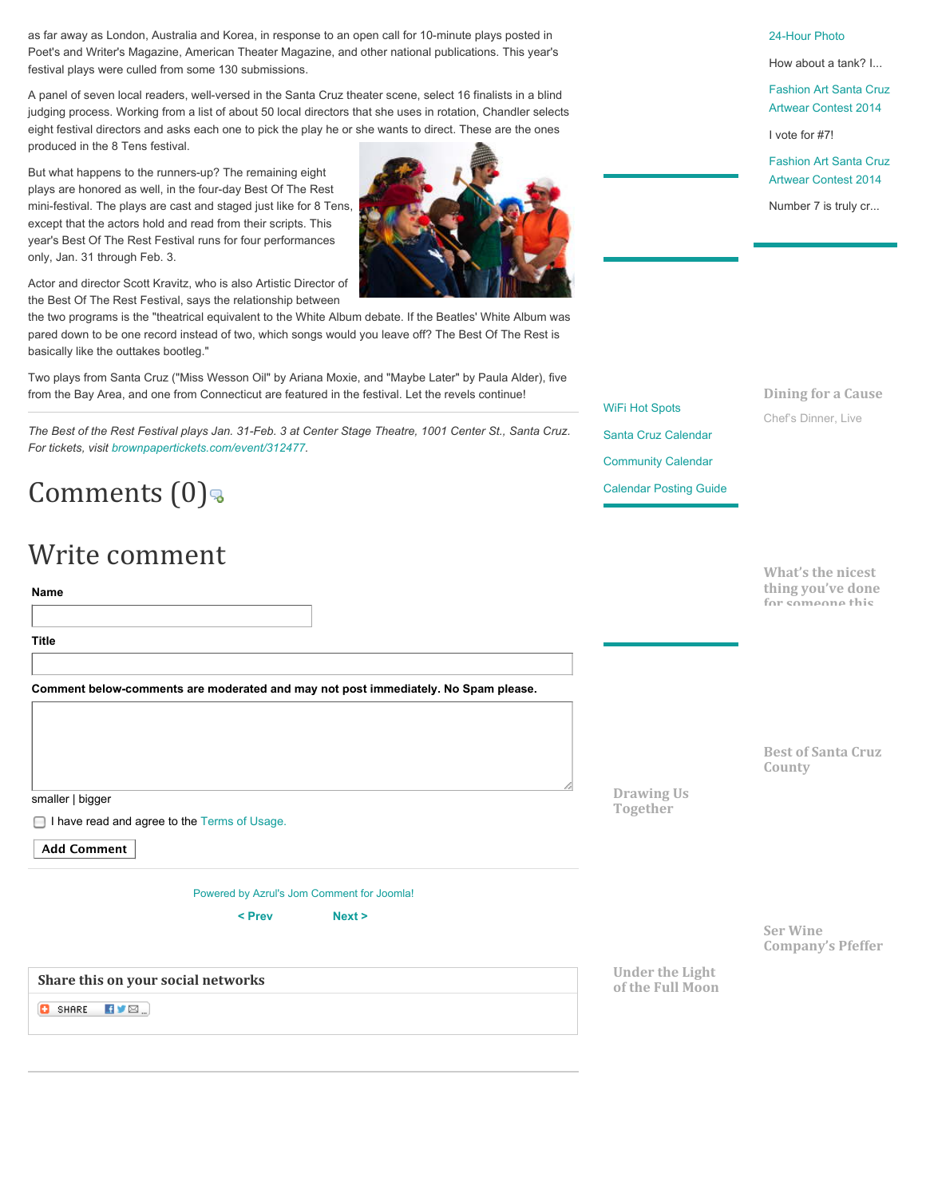as far away as London, Australia and Korea, in response to an open call for 10-minute plays posted in Poet's and Writer's Magazine, American Theater Magazine, and other national publications. This year's festival plays were culled from some 130 submissions.

A panel of seven local readers, well-versed in the Santa Cruz theater scene, select 16 finalists in a blind judging process. Working from a list of about 50 local directors that she uses in rotation, Chandler selects eight festival directors and asks each one to pick the play he or she wants to direct. These are the ones produced in the 8 Tens festival.

But what happens to the runners-up? The remaining eight plays are honored as well, in the four-day Best Of The Rest mini-festival. The plays are cast and staged just like for 8 Tens, except that the actors hold and read from their scripts. This year's Best Of The Rest Festival runs for four performances only, Jan. 31 through Feb. 3.

Actor and director Scott Kravitz, who is also Artistic Director of the Best Of The Rest Festival, says the relationship between the two programs is the "theatrical equivalent to the White Album debate. If the Beatles' White Album was pared down to be one record instead of two, which songs would you leave off? The Best Of The Rest is basically like the outtakes bootleg."

Two plays from Santa Cruz ("Miss Wesson Oil" by Ariana Moxie, and "Maybe Later" by Paula Alder), five from the Bay Area, and one from Connecticut are featured in the festival. Let the revels continue!

---

*The Best of the Rest Festival plays Jan. 31-Feb. 3 at Center Stage Theatre, 1001 Center St., Santa Cruz. For tickets, visit* brownpapertickets.com/event/312477.

# Comments (0)

# Write comment

**Name**

**Title**

**Comment below-comments are moderated and may not post immediately. No Spam please.**

smaller | bigger

I have read and agree to the Terms of Usage.

Add Comment

Powered by Azrul's Jom Comment for Joomla!

< Prev    Next >

## Share this on your social networks

SHARE

---

24-Hour Photo

How about a tank? I...

Fashion Art Santa Cruz Artwear Contest 2014

I vote for #7!

Fashion Art Santa Cruz Artwear Contest 2014

Number 7 is truly cr...

WiFi Hot Spots

Santa Cruz Calendar

Community Calendar

Calendar Posting Guide

Dining for a Cause

Chef's Dinner, Live

What's the nicest thing you've done for someone this

Best of Santa Cruz County

Drawing Us Together

Ser Wine Company's Pfeffer

Under the Light of the Full Moon